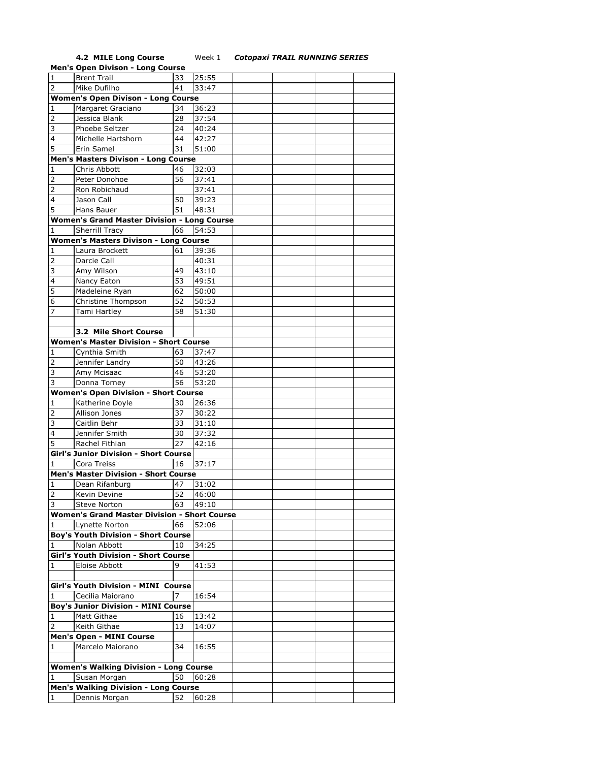**4.2 MILE Long Course** Week 1 ***Cotopaxi TRAIL RUNNING SERIES***

| | | | | | | | |
|---|---|---|---|---|---|---|---|
| **Men's Open Divison - Long Course** | | | | | | | |
| 1 | Brent Trail | 33 | 25:55 | | | | |
| 2 | Mike Dufilho | 41 | 33:47 | | | | |
| **Women's Open Divison - Long Course** | | | | | | | |
| 1 | Margaret Graciano | 34 | 36:23 | | | | |
| 2 | Jessica Blank | 28 | 37:54 | | | | |
| 3 | Phoebe Seltzer | 24 | 40:24 | | | | |
| 4 | Michelle Hartshorn | 44 | 42:27 | | | | |
| 5 | Erin Samel | 31 | 51:00 | | | | |
| **Men's Masters Divison - Long Course** | | | | | | | |
| 1 | Chris Abbott | 46 | 32:03 | | | | |
| 2 | Peter Donohoe | 56 | 37:41 | | | | |
| 2 | Ron Robichaud | | 37:41 | | | | |
| 4 | Jason Call | 50 | 39:23 | | | | |
| 5 | Hans Bauer | 51 | 48:31 | | | | |
| **Women's Grand Master Division - Long Course** | | | | | | | |
| 1 | Sherrill Tracy | 66 | 54:53 | | | | |
| **Women's Masters Divison - Long Course** | | | | | | | |
| 1 | Laura Brockett | 61 | 39:36 | | | | |
| 2 | Darcie Call | | 40:31 | | | | |
| 3 | Amy Wilson | 49 | 43:10 | | | | |
| 4 | Nancy Eaton | 53 | 49:51 | | | | |
| 5 | Madeleine Ryan | 62 | 50:00 | | | | |
| 6 | Christine Thompson | 52 | 50:53 | | | | |
| 7 | Tami Hartley | 58 | 51:30 | | | | |
| | | | | | | | |
| | **3.2 Mile Short Course** | | | | | | |
| **Women's Master Division - Short Course** | | | | | | | |
| 1 | Cynthia Smith | 63 | 37:47 | | | | |
| 2 | Jennifer Landry | 50 | 43:26 | | | | |
| 3 | Amy Mcisaac | 46 | 53:20 | | | | |
| 3 | Donna Torney | 56 | 53:20 | | | | |
| **Women's Open Division - Short Course** | | | | | | | |
| 1 | Katherine Doyle | 30 | 26:36 | | | | |
| 2 | Allison Jones | 37 | 30:22 | | | | |
| 3 | Caitlin Behr | 33 | 31:10 | | | | |
| 4 | Jennifer Smith | 30 | 37:32 | | | | |
| 5 | Rachel Fithian | 27 | 42:16 | | | | |
| **Girl's Junior Division - Short Course** | | | | | | | |
| 1 | Cora Treiss | 16 | 37:17 | | | | |
| **Men's Master Division - Short Course** | | | | | | | |
| 1 | Dean Rifanburg | 47 | 31:02 | | | | |
| 2 | Kevin Devine | 52 | 46:00 | | | | |
| 3 | Steve Norton | 63 | 49:10 | | | | |
| **Women's Grand Master Division - Short Course** | | | | | | | |
| 1 | Lynette Norton | 66 | 52:06 | | | | |
| **Boy's Youth Division - Short Course** | | | | | | | |
| 1 | Nolan Abbott | 10 | 34:25 | | | | |
| **Girl's Youth Division - Short Course** | | | | | | | |
| 1 | Eloise Abbott | 9 | 41:53 | | | | |
| | | | | | | | |
| **Girl's Youth Division - MINI Course** | | | | | | | |
| 1 | Cecilia Maiorano | 7 | 16:54 | | | | |
| **Boy's Junior Division - MINI Course** | | | | | | | |
| 1 | Matt Githae | 16 | 13:42 | | | | |
| 2 | Keith Githae | 13 | 14:07 | | | | |
| **Men's Open - MINI Course** | | | | | | | |
| 1 | Marcelo Maiorano | 34 | 16:55 | | | | |
| | | | | | | | |
| **Women's Walking Division - Long Course** | | | | | | | |
| 1 | Susan Morgan | 50 | 60:28 | | | | |
| **Men's Walking Division - Long Course** | | | | | | | |
| 1 | Dennis Morgan | 52 | 60:28 | | | | |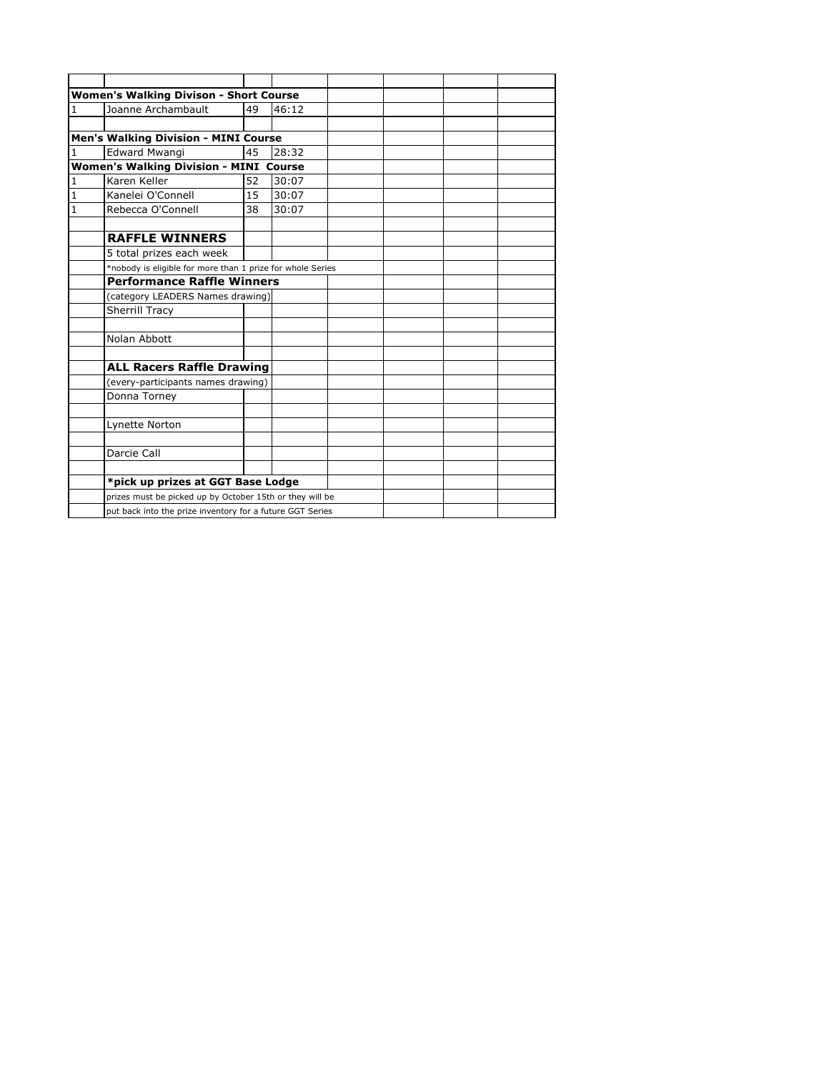| | | | | | | | |
|---|---|---|---|---|---|---|---|
| | | | | | | | |
| **Women's Walking Divison - Short Course** | | | | | | | |
| 1 | Joanne Archambault | 49 | 46:12 | | | | |
| | | | | | | | |
| **Men's Walking Division - MINI Course** | | | | | | | |
| 1 | Edward Mwangi | 45 | 28:32 | | | | |
| **Women's Walking Division - MINI Course** | | | | | | | |
| 1 | Karen Keller | 52 | 30:07 | | | | |
| 1 | Kanelei O'Connell | 15 | 30:07 | | | | |
| 1 | Rebecca O'Connell | 38 | 30:07 | | | | |
| | | | | | | | |
| | **RAFFLE WINNERS** | | | | | | |
| | 5 total prizes each week | | | | | | |
| | *nobody is eligible for more than 1 prize for whole Series | | | | | | |
| | **Performance Raffle Winners** | | | | | | |
| | (category LEADERS Names drawing) | | | | | | |
| | Sherrill Tracy | | | | | | |
| | | | | | | | |
| | Nolan Abbott | | | | | | |
| | | | | | | | |
| | **ALL Racers Raffle Drawing** | | | | | | |
| | (every-participants names drawing) | | | | | | |
| | Donna Torney | | | | | | |
| | | | | | | | |
| | Lynette Norton | | | | | | |
| | | | | | | | |
| | Darcie Call | | | | | | |
| | | | | | | | |
| | **\*pick up prizes at GGT Base Lodge** | | | | | | |
| | prizes must be picked up by October 15th or they will be | | | | | | |
| | put back into the prize inventory for a future GGT Series | | | | | | |